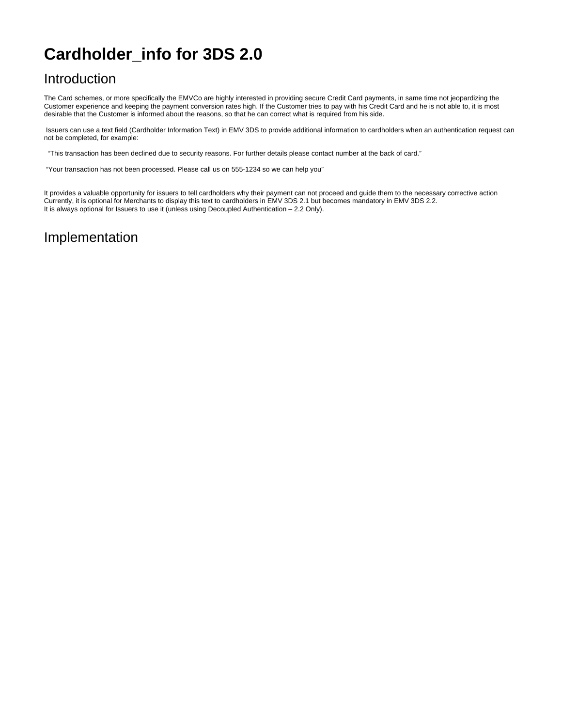# Cardholder_info for 3DS 2.0

## Introduction

The Card schemes, or more specifically the EMVCo are highly interested in providing secure Credit Card payments, in same time not jeopardizing the Customer experience and keeping the payment conversion rates high. If the Customer tries to pay with his Credit Card and he is not able to, it is most desirable that the Customer is informed about the reasons, so that he can correct what is required from his side.

Issuers can use a text field (Cardholder Information Text) in EMV 3DS to provide additional information to cardholders when an authentication request can not be completed, for example:

“This transaction has been declined due to security reasons. For further details please contact number at the back of card.”

“Your transaction has not been processed. Please call us on 555-1234 so we can help you”

It provides a valuable opportunity for issuers to tell cardholders why their payment can not proceed and guide them to the necessary corrective action
Currently, it is optional for Merchants to display this text to cardholders in EMV 3DS 2.1 but becomes mandatory in EMV 3DS 2.2.
It is always optional for Issuers to use it (unless using Decoupled Authentication – 2.2 Only).

## Implementation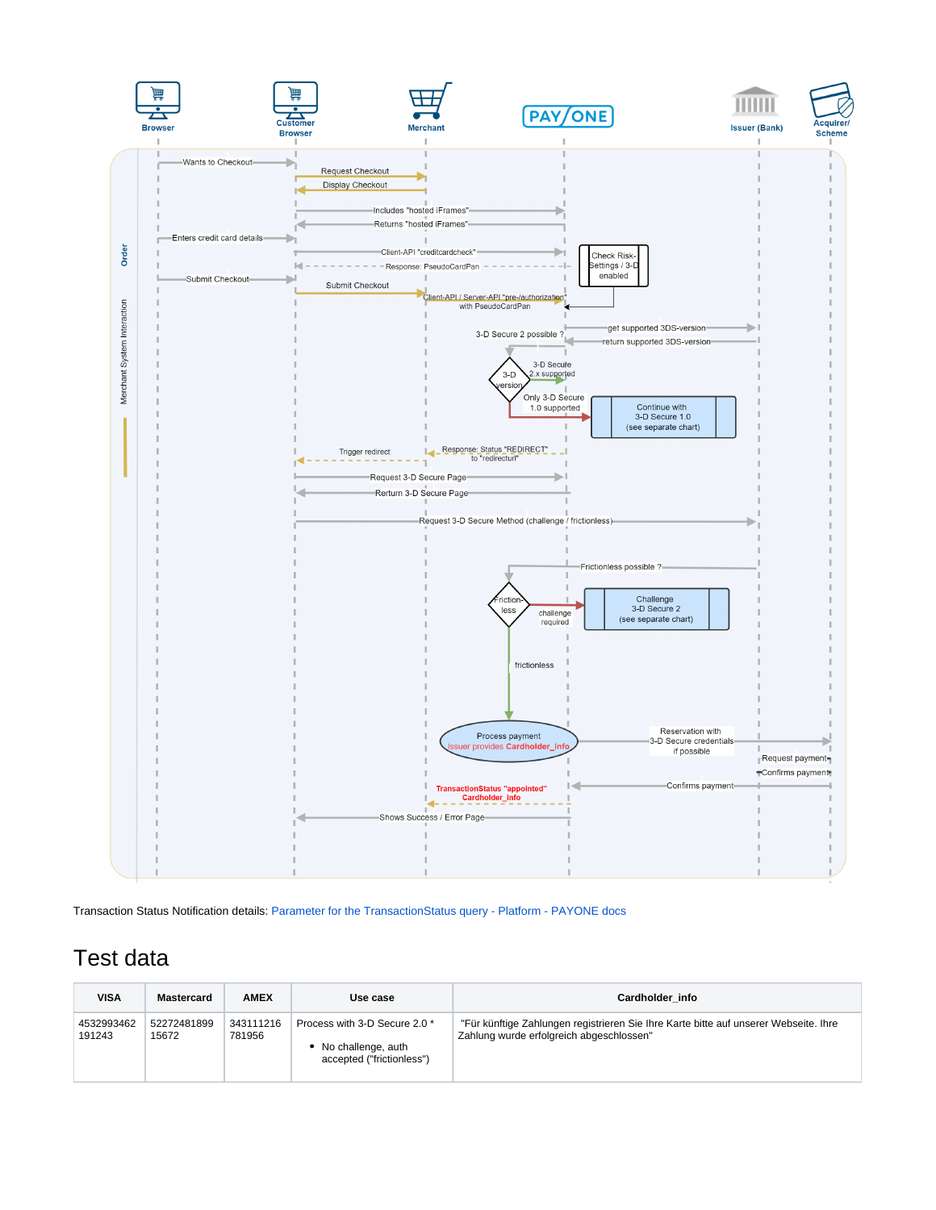Transaction Status Notification details: Parameter for the TransactionStatus query - Platform - PAYONE docs

# Test data

| VISA | Mastercard | AMEX | Use case | Cardholder_info |
| --- | --- | --- | --- | --- |
| 4532993462 191243 | 52272481899 15672 | 343111216 781956 | Process with 3-D Secure 2.0 * <br>• No challenge, auth accepted ("frictionless") | "Für künftige Zahlungen registrieren Sie Ihre Karte bitte auf unserer Webseite. Ihre Zahlung wurde erfolgreich abgeschlossen" |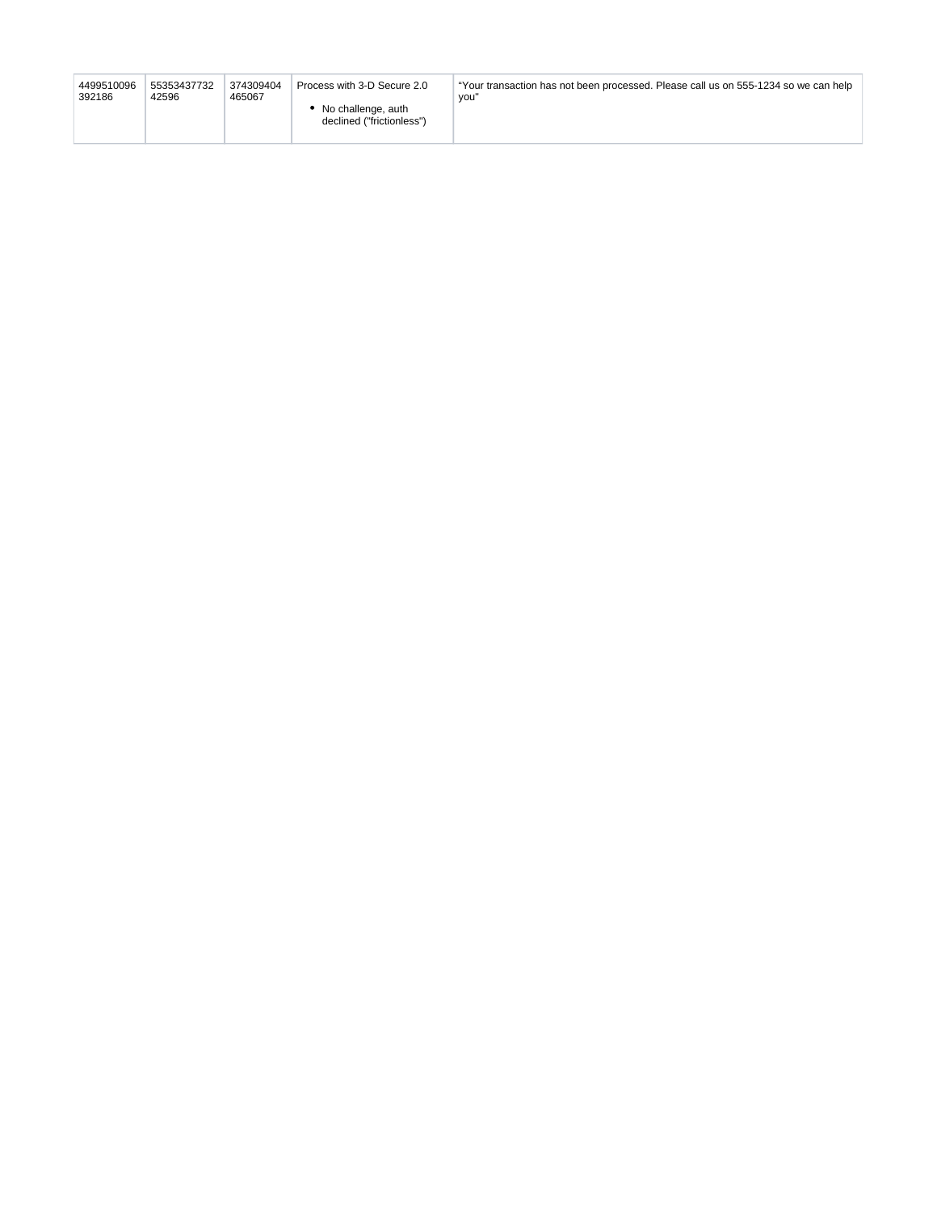| | | | | |
|---|---|---|---|---|
| 4499510096392186 | 5535343773242596 | 374309404465067 | Process with 3-D Secure 2.0<br><br>• No challenge, auth declined ("frictionless") | “Your transaction has not been processed. Please call us on 555-1234 so we can help you" |